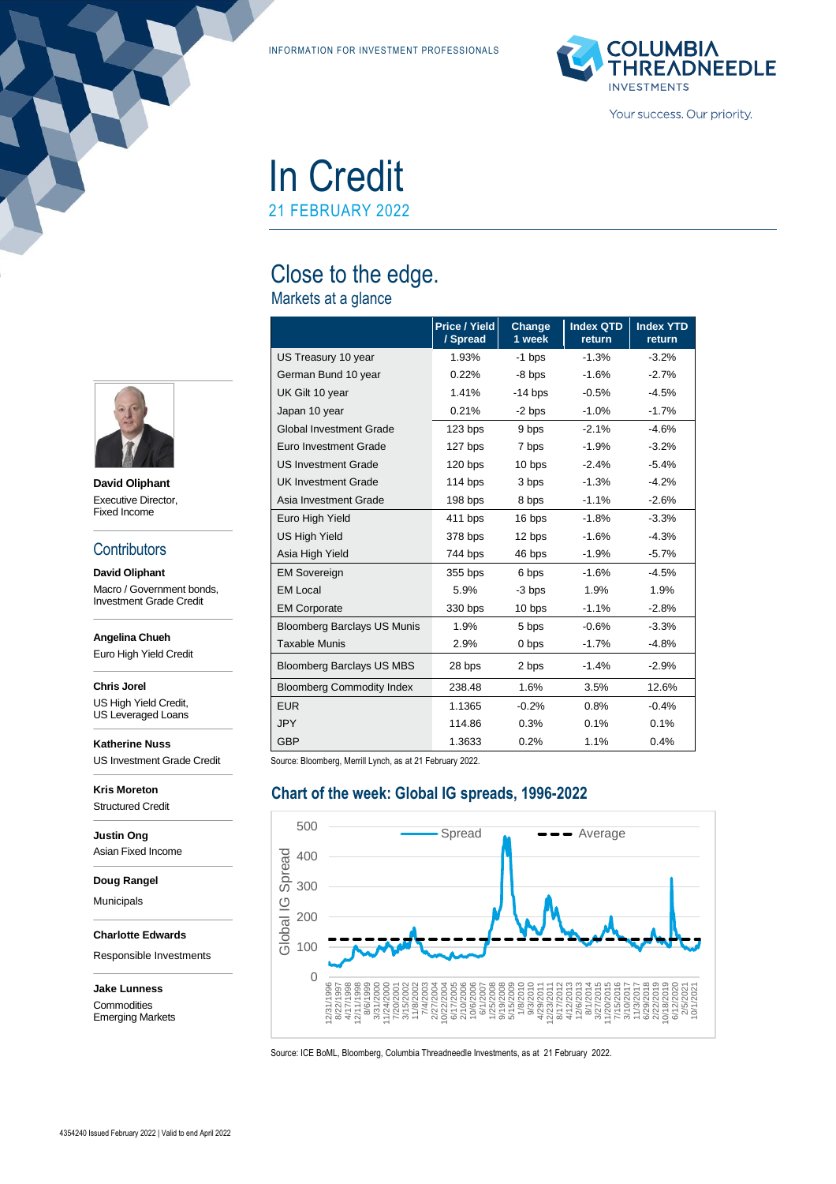INFORMATION FOR INVESTMENT PROFESSIONALS

COLUMBIA THREADNEEDLE INVESTMENTS

Your success. Our priority.

# In Credit

21 FEBRUARY 2022

## Close to the edge.

### Markets at a glance

| | Price / Yield / Spread | Change 1 week | Index QTD return | Index YTD return |
|---|---|---|---|---|
| US Treasury 10 year | 1.93% | -1 bps | -1.3% | -3.2% |
| German Bund 10 year | 0.22% | -8 bps | -1.6% | -2.7% |
| UK Gilt 10 year | 1.41% | -14 bps | -0.5% | -4.5% |
| Japan 10 year | 0.21% | -2 bps | -1.0% | -1.7% |
| Global Investment Grade | 123 bps | 9 bps | -2.1% | -4.6% |
| Euro Investment Grade | 127 bps | 7 bps | -1.9% | -3.2% |
| US Investment Grade | 120 bps | 10 bps | -2.4% | -5.4% |
| UK Investment Grade | 114 bps | 3 bps | -1.3% | -4.2% |
| Asia Investment Grade | 198 bps | 8 bps | -1.1% | -2.6% |
| Euro High Yield | 411 bps | 16 bps | -1.8% | -3.3% |
| US High Yield | 378 bps | 12 bps | -1.6% | -4.3% |
| Asia High Yield | 744 bps | 46 bps | -1.9% | -5.7% |
| EM Sovereign | 355 bps | 6 bps | -1.6% | -4.5% |
| EM Local | 5.9% | -3 bps | 1.9% | 1.9% |
| EM Corporate | 330 bps | 10 bps | -1.1% | -2.8% |
| Bloomberg Barclays US Munis | 1.9% | 5 bps | -0.6% | -3.3% |
| Taxable Munis | 2.9% | 0 bps | -1.7% | -4.8% |
| Bloomberg Barclays US MBS | 28 bps | 2 bps | -1.4% | -2.9% |
| Bloomberg Commodity Index | 238.48 | 1.6% | 3.5% | 12.6% |
| EUR | 1.1365 | -0.2% | 0.8% | -0.4% |
| JPY | 114.86 | 0.3% | 0.1% | 0.1% |
| GBP | 1.3633 | 0.2% | 1.1% | 0.4% |

Source: Bloomberg, Merrill Lynch, as at 21 February 2022.

### Chart of the week: Global IG spreads, 1996-2022

Source: ICE BoML, Bloomberg, Columbia Threadneedle Investments, as at 21 February 2022.

**David Oliphant**
Executive Director, Fixed Income

### Contributors

**David Oliphant**
Macro / Government bonds, Investment Grade Credit

**Angelina Chueh**
Euro High Yield Credit

**Chris Jorel**
US High Yield Credit, US Leveraged Loans

**Katherine Nuss**
US Investment Grade Credit

**Kris Moreton**
Structured Credit

**Justin Ong**
Asian Fixed Income

**Doug Rangel**
Municipals

**Charlotte Edwards**
Responsible Investments

**Jake Lunness**
Commodities
Emerging Markets

4354240 Issued February 2022 | Valid to end April 2022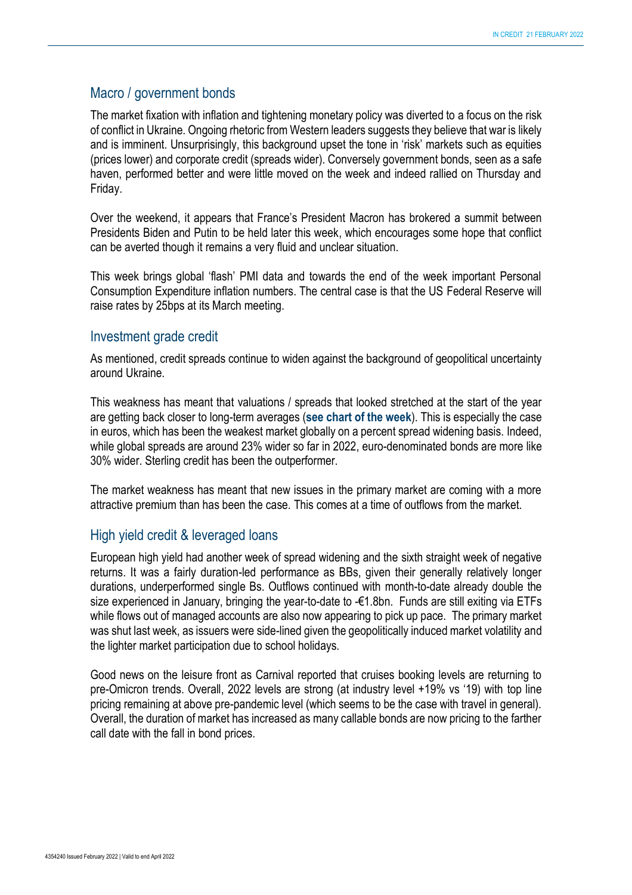## Macro / government bonds

The market fixation with inflation and tightening monetary policy was diverted to a focus on the risk of conflict in Ukraine. Ongoing rhetoric from Western leaders suggests they believe that war is likely and is imminent. Unsurprisingly, this background upset the tone in 'risk' markets such as equities (prices lower) and corporate credit (spreads wider). Conversely government bonds, seen as a safe haven, performed better and were little moved on the week and indeed rallied on Thursday and Friday.

Over the weekend, it appears that France's President Macron has brokered a summit between Presidents Biden and Putin to be held later this week, which encourages some hope that conflict can be averted though it remains a very fluid and unclear situation.

This week brings global 'flash' PMI data and towards the end of the week important Personal Consumption Expenditure inflation numbers. The central case is that the US Federal Reserve will raise rates by 25bps at its March meeting.

## Investment grade credit

As mentioned, credit spreads continue to widen against the background of geopolitical uncertainty around Ukraine.

This weakness has meant that valuations / spreads that looked stretched at the start of the year are getting back closer to long-term averages (**see chart of the week**). This is especially the case in euros, which has been the weakest market globally on a percent spread widening basis. Indeed, while global spreads are around 23% wider so far in 2022, euro-denominated bonds are more like 30% wider. Sterling credit has been the outperformer.

The market weakness has meant that new issues in the primary market are coming with a more attractive premium than has been the case. This comes at a time of outflows from the market.

## High yield credit & leveraged loans

European high yield had another week of spread widening and the sixth straight week of negative returns. It was a fairly duration-led performance as BBs, given their generally relatively longer durations, underperformed single Bs. Outflows continued with month-to-date already double the size experienced in January, bringing the year-to-date to -€1.8bn. Funds are still exiting via ETFs while flows out of managed accounts are also now appearing to pick up pace. The primary market was shut last week, as issuers were side-lined given the geopolitically induced market volatility and the lighter market participation due to school holidays.

Good news on the leisure front as Carnival reported that cruises booking levels are returning to pre-Omicron trends. Overall, 2022 levels are strong (at industry level +19% vs '19) with top line pricing remaining at above pre-pandemic level (which seems to be the case with travel in general). Overall, the duration of market has increased as many callable bonds are now pricing to the farther call date with the fall in bond prices.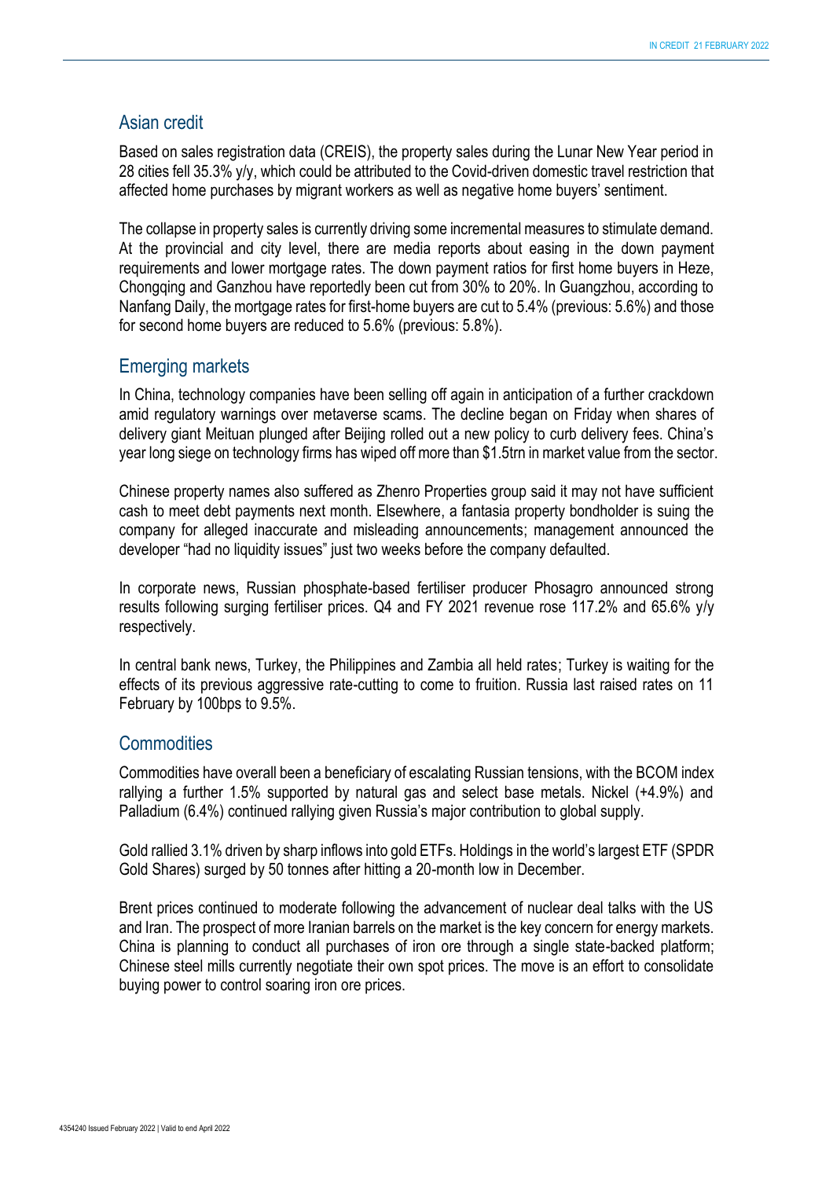## Asian credit

Based on sales registration data (CREIS), the property sales during the Lunar New Year period in 28 cities fell 35.3% y/y, which could be attributed to the Covid-driven domestic travel restriction that affected home purchases by migrant workers as well as negative home buyers' sentiment.

The collapse in property sales is currently driving some incremental measures to stimulate demand. At the provincial and city level, there are media reports about easing in the down payment requirements and lower mortgage rates. The down payment ratios for first home buyers in Heze, Chongqing and Ganzhou have reportedly been cut from 30% to 20%. In Guangzhou, according to Nanfang Daily, the mortgage rates for first-home buyers are cut to 5.4% (previous: 5.6%) and those for second home buyers are reduced to 5.6% (previous: 5.8%).

## Emerging markets

In China, technology companies have been selling off again in anticipation of a further crackdown amid regulatory warnings over metaverse scams. The decline began on Friday when shares of delivery giant Meituan plunged after Beijing rolled out a new policy to curb delivery fees. China's year long siege on technology firms has wiped off more than $1.5trn in market value from the sector.

Chinese property names also suffered as Zhenro Properties group said it may not have sufficient cash to meet debt payments next month. Elsewhere, a fantasia property bondholder is suing the company for alleged inaccurate and misleading announcements; management announced the developer "had no liquidity issues" just two weeks before the company defaulted.

In corporate news, Russian phosphate-based fertiliser producer Phosagro announced strong results following surging fertiliser prices. Q4 and FY 2021 revenue rose 117.2% and 65.6% y/y respectively.

In central bank news, Turkey, the Philippines and Zambia all held rates; Turkey is waiting for the effects of its previous aggressive rate-cutting to come to fruition. Russia last raised rates on 11 February by 100bps to 9.5%.

## Commodities

Commodities have overall been a beneficiary of escalating Russian tensions, with the BCOM index rallying a further 1.5% supported by natural gas and select base metals. Nickel (+4.9%) and Palladium (6.4%) continued rallying given Russia's major contribution to global supply.

Gold rallied 3.1% driven by sharp inflows into gold ETFs. Holdings in the world's largest ETF (SPDR Gold Shares) surged by 50 tonnes after hitting a 20-month low in December.

Brent prices continued to moderate following the advancement of nuclear deal talks with the US and Iran. The prospect of more Iranian barrels on the market is the key concern for energy markets. China is planning to conduct all purchases of iron ore through a single state-backed platform; Chinese steel mills currently negotiate their own spot prices. The move is an effort to consolidate buying power to control soaring iron ore prices.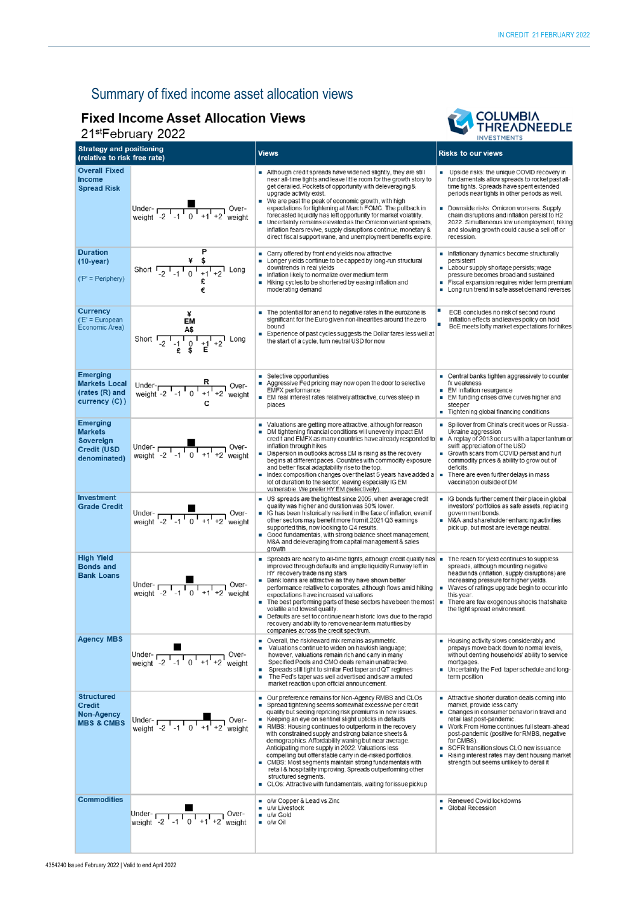# Summary of fixed income asset allocation views

## Fixed Income Asset Allocation Views

21st February 2022

| Strategy and positioning (relative to risk free rate) | | Views | Risks to our views |
|---|---|---|---|
| **Overall Fixed Income Spread Risk** | Under-weight -2 -1 0 +1 +2 Over-weight (■ at 0) | ▪ Although credit spreads have widened slightly, they are still near all-time tights and leave little room for the growth story to get derailed. Pockets of opportunity with deleveraging & upgrade activity exist.<br>▪ We are past the peak of economic growth, with high expectations for tightening at March FOMC. The pullback in forecasted liquidity has left opportunity for market volatility.<br>▪ Uncertainty remains elevated as the Omicron variant spreads, inflation fears revive, supply disruptions continue, monetary & direct fiscal support wane, and unemployment benefits expire. | ▪ Upside risks: the unique COVID recovery in fundamentals allow spreads to rocket past all-time tights. Spreads have spent extended periods near tights in other periods as well.<br>▪ Downside risks: Omicron worsens. Supply chain disruptions and inflation persist to H2 2022. Simultaneous low unemployment, hiking and slowing growth could cause a sell off or recession. |
| **Duration (10-year)** ('P' = Periphery) | Short -2 -1 0 +1 +2 Long (P, $ at +1; ¥ at 0; £, € at 0) | ▪ Carry offered by front end yields now attractive<br>▪ Longer yields continue to be capped by long-run structural downtrends in real yields<br>▪ Inflation likely to normalize over medium term<br>▪ Hiking cycles to be shortened by easing inflation and moderating demand | ▪ Inflationary dynamics become structurally persistent<br>▪ Labour supply shortage persists; wage pressure becomes broad and sustained<br>▪ Fiscal expansion requires wider term premium<br>▪ Long run trend in safe asset demand reverses |
| **Currency** ('E' = European Economic Area) | Short -2 -1 0 +1 +2 Long (¥, EM, A$ at 0; £ at -1; $ at 0; E at +1) | ▪ The potential for an end to negative rates in the eurozone is significant for the Euro given non-linearities around the zero bound<br>▪ Experience of past cycles suggests the Dollar fares less well at the start of a cycle, turn neutral USD for now | ▪ ECB concludes no risk of second round inflation effects and leaves policy on hold<br>▪ BoE meets lofty market expectations for hikes |
| **Emerging Markets Local (rates (R) and currency (C))** | Under-weight -2 -1 0 +1 +2 Over-weight (R at +1; C at +1) | ▪ Selective opportunities<br>▪ Aggressive Fed pricing may now open the door to selective EMFX performance<br>▪ EM real interest rates relatively attractive, curves steep in places | ▪ Central banks tighten aggressively to counter fx weakness<br>▪ EM inflation resurgence<br>▪ EM funding crises drive curves higher and steeper<br>▪ Tightening global financing conditions |
| **Emerging Markets Sovereign Credit (USD denominated)** | Under-weight -2 -1 0 +1 +2 Over-weight (■ at 0) | ▪ Valuations are getting more attractive, although for reason<br>▪ DM tightening financial conditions will unevenly impact EM credit and EMFX as many countries have already responded to inflation through hikes<br>▪ Dispersion in outlooks across EM is rising as the recovery begins at different paces. Countries with commodity exposure and better fiscal adaptability rise to the top.<br>▪ Index composition changes over the last 5 years have added a lot of duration to the sector, leaving especially IG EM vulnerable. We prefer HY EM (selectively). | ▪ Spillover from China's credit woes or Russia-Ukraine aggression<br>▪ A replay of 2013 occurs with a taper tantrum or swift appreciation of the USD<br>▪ Growth scars from COVID persist and hurt commodity prices & ability to grow out of deficits.<br>▪ There are even further delays in mass vaccination outside of DM |
| **Investment Grade Credit** | Under-weight -2 -1 0 +1 +2 Over-weight (■ at 0) | ▪ US spreads are the tightest since 2005, when average credit quality was higher and duration was 50% lower.<br>▪ IG has been historically resilient in the face of inflation, even if other sectors may benefit more from it.2021 Q3 earnings supported this, now looking to Q4 results.<br>▪ Good fundamentals, with strong balance sheet management, M&A and deleveraging from capital management & sales growth | ▪ IG bonds further cement their place in global investors' portfolios as safe assets, replacing government bonds.<br>▪ M&A and shareholder enhancing activities pick up, but most are leverage neutral. |
| **High Yield Bonds and Bank Loans** | Under-weight -2 -1 0 +1 +2 Over-weight (■ at 0) | ▪ Spreads are nearly to all-time tights, although credit quality has improved through defaults and ample liquidity Runway left in HY recovery trade rising stars<br>▪ Bank loans are attractive as they have shown better performance relative to corporates, although flows amid hiking expectations have increased valuations<br>▪ The best performing parts of these sectors have been the most volatile and lowest quality.<br>▪ Defaults are set to continue near historic lows due to the rapid recovery and ability to remove near-term maturities by companies across the credit spectrum. | ▪ The reach for yield continues to suppress spreads, although mounting negative headwinds (inflation, supply disruptions) are increasing pressure for higher yields.<br>▪ Waves of ratings upgrade begin to occur into this year.<br>▪ There are few exogenous shocks that shake the tight spread environment. |
| **Agency MBS** | Under-weight -2 -1 0 +1 +2 Over-weight (■ at -1) | ▪ Overall, the risk/reward mix remains asymmetric.<br>▪ Valuations continue to widen on hawkish language; however, valuations remain rich and carry in many Specified Pools and CMO deals remain unattractive.<br>▪ Spreads still tight to similar Fed taper and QT regimes<br>▪ The Fed's taper was well advertised and saw a muted market reaction upon official announcement. | ▪ Housing activity slows considerably and prepays move back down to normal levels, without denting households' ability to service mortgages.<br>▪ Uncertainty the Fed taper schedule and long-term position |
| **Structured Credit Non-Agency MBS & CMBS** | Under-weight -2 -1 0 +1 +2 Over-weight (■ at +1) | ▪ Our preference remains for Non-Agency RMBS and CLOs<br>▪ Spread tightening seems somewhat excessive per credit quality but seeing repricing risk premiums in new issues.<br>▪ Keeping an eye on sentinel slight upticks in defaults<br>▪ RMBS: Housing continues to outperform in the recovery with constrained supply and strong balance sheets & demographics. Affordability waning but near average. Anticipating more supply in 2022. Valuations less compelling but offer stable carry in de-risked portfolios.<br>▪ CMBS: Most segments maintain strong fundamentals with retail & hospitality improving. Spreads outperforming other structured segments.<br>▪ CLOs: Attractive with fundamentals, waiting for issue pickup | ▪ Attractive shorter duration deals coming into market, provide less carry<br>▪ Changes in consumer behavior in travel and retail last post-pandemic.<br>▪ Work From Home continues full steam-ahead post-pandemic (positive for RMBS, negative for CMBS).<br>▪ SOFR transition slows CLO new issuance<br>▪ Rising interest rates may dent housing market strength but seems unlikely to derail it |
| **Commodities** | Under-weight -2 -1 0 +1 +2 Over-weight (■ at 0) | ▪ o/w Copper & Lead vs Zinc<br>▪ u/w Livestock<br>▪ u/w Gold<br>▪ o/w Oil | ▪ Renewed Covid lockdowns<br>▪ Global Recession |

4354240 Issued February 2022 | Valid to end April 2022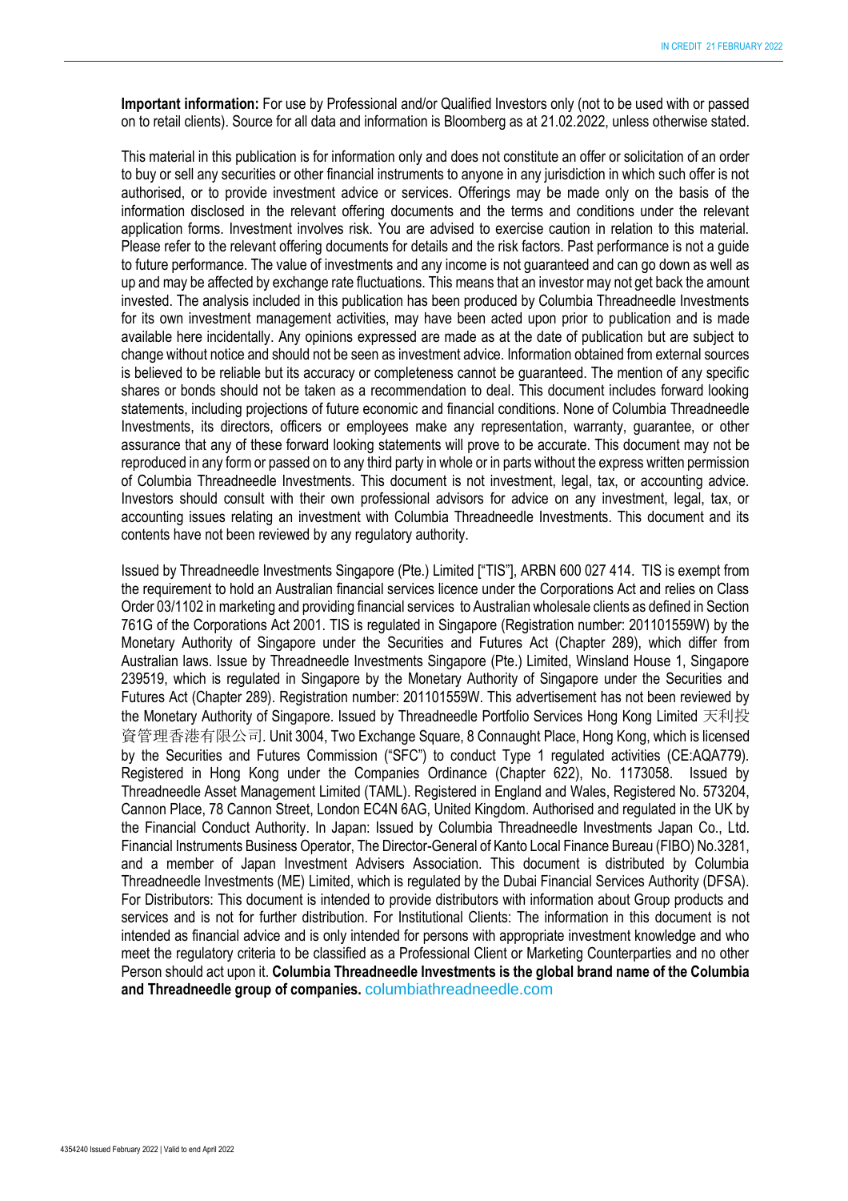**Important information:** For use by Professional and/or Qualified Investors only (not to be used with or passed on to retail clients). Source for all data and information is Bloomberg as at 21.02.2022, unless otherwise stated.

This material in this publication is for information only and does not constitute an offer or solicitation of an order to buy or sell any securities or other financial instruments to anyone in any jurisdiction in which such offer is not authorised, or to provide investment advice or services. Offerings may be made only on the basis of the information disclosed in the relevant offering documents and the terms and conditions under the relevant application forms. Investment involves risk. You are advised to exercise caution in relation to this material. Please refer to the relevant offering documents for details and the risk factors. Past performance is not a guide to future performance. The value of investments and any income is not guaranteed and can go down as well as up and may be affected by exchange rate fluctuations. This means that an investor may not get back the amount invested. The analysis included in this publication has been produced by Columbia Threadneedle Investments for its own investment management activities, may have been acted upon prior to publication and is made available here incidentally. Any opinions expressed are made as at the date of publication but are subject to change without notice and should not be seen as investment advice. Information obtained from external sources is believed to be reliable but its accuracy or completeness cannot be guaranteed. The mention of any specific shares or bonds should not be taken as a recommendation to deal. This document includes forward looking statements, including projections of future economic and financial conditions. None of Columbia Threadneedle Investments, its directors, officers or employees make any representation, warranty, guarantee, or other assurance that any of these forward looking statements will prove to be accurate. This document may not be reproduced in any form or passed on to any third party in whole or in parts without the express written permission of Columbia Threadneedle Investments. This document is not investment, legal, tax, or accounting advice. Investors should consult with their own professional advisors for advice on any investment, legal, tax, or accounting issues relating an investment with Columbia Threadneedle Investments. This document and its contents have not been reviewed by any regulatory authority.

Issued by Threadneedle Investments Singapore (Pte.) Limited ["TIS"], ARBN 600 027 414. TIS is exempt from the requirement to hold an Australian financial services licence under the Corporations Act and relies on Class Order 03/1102 in marketing and providing financial services to Australian wholesale clients as defined in Section 761G of the Corporations Act 2001. TIS is regulated in Singapore (Registration number: 201101559W) by the Monetary Authority of Singapore under the Securities and Futures Act (Chapter 289), which differ from Australian laws. Issue by Threadneedle Investments Singapore (Pte.) Limited, Winsland House 1, Singapore 239519, which is regulated in Singapore by the Monetary Authority of Singapore under the Securities and Futures Act (Chapter 289). Registration number: 201101559W. This advertisement has not been reviewed by the Monetary Authority of Singapore. Issued by Threadneedle Portfolio Services Hong Kong Limited 天利投資管理香港有限公司. Unit 3004, Two Exchange Square, 8 Connaught Place, Hong Kong, which is licensed by the Securities and Futures Commission ("SFC") to conduct Type 1 regulated activities (CE:AQA779). Registered in Hong Kong under the Companies Ordinance (Chapter 622), No. 1173058. Issued by Threadneedle Asset Management Limited (TAML). Registered in England and Wales, Registered No. 573204, Cannon Place, 78 Cannon Street, London EC4N 6AG, United Kingdom. Authorised and regulated in the UK by the Financial Conduct Authority. In Japan: Issued by Columbia Threadneedle Investments Japan Co., Ltd. Financial Instruments Business Operator, The Director-General of Kanto Local Finance Bureau (FIBO) No.3281, and a member of Japan Investment Advisers Association. This document is distributed by Columbia Threadneedle Investments (ME) Limited, which is regulated by the Dubai Financial Services Authority (DFSA). For Distributors: This document is intended to provide distributors with information about Group products and services and is not for further distribution. For Institutional Clients: The information in this document is not intended as financial advice and is only intended for persons with appropriate investment knowledge and who meet the regulatory criteria to be classified as a Professional Client or Marketing Counterparties and no other Person should act upon it. **Columbia Threadneedle Investments is the global brand name of the Columbia and Threadneedle group of companies.** columbiathreadneedle.com

4354240 Issued February 2022 | Valid to end April 2022